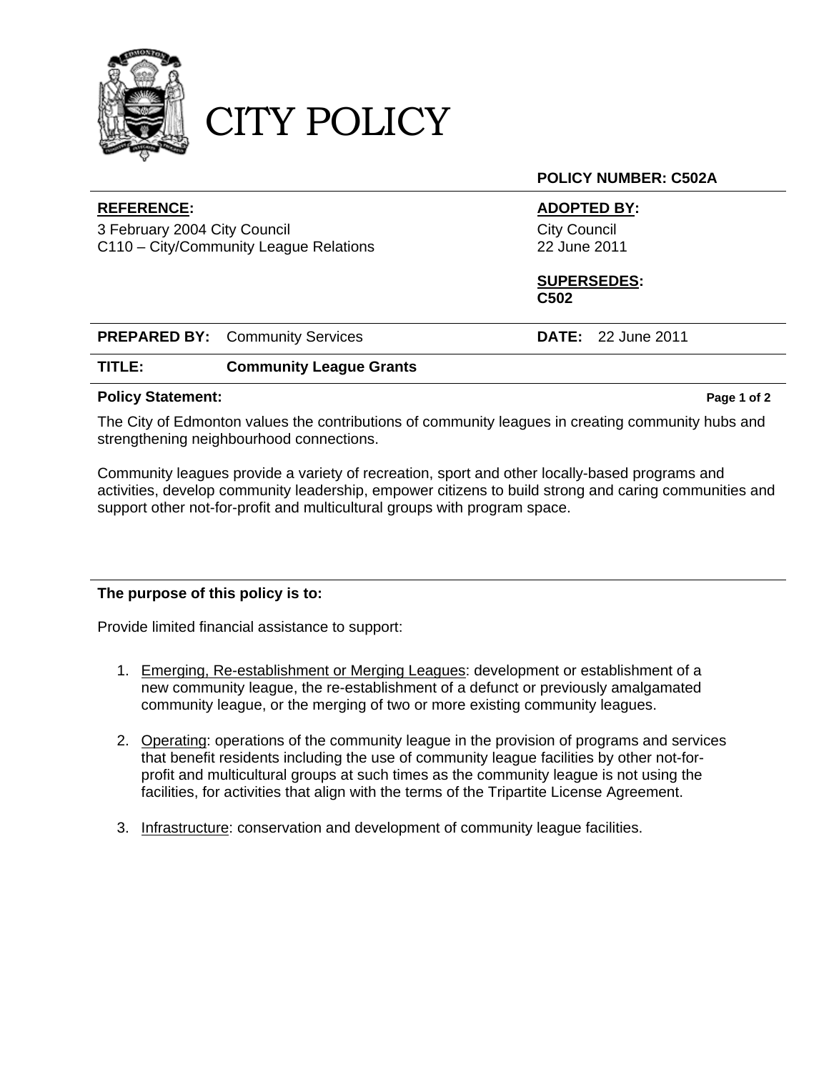# CITY POLICY

**POLICY NUMBER: C502A**

| **REFERENCE:** | **ADOPTED BY:** |
| --- | --- |
| 3 February 2004 City Council<br>C110 – City/Community League Relations | City Council<br>22 June 2011 |
| | **SUPERSEDES:**<br>**C502** |

| **PREPARED BY:** Community Services | **DATE:** 22 June 2011 |
| --- | --- |

**TITLE:** **Community League Grants**

**Policy Statement:**

The City of Edmonton values the contributions of community leagues in creating community hubs and strengthening neighbourhood connections.

Community leagues provide a variety of recreation, sport and other locally-based programs and activities, develop community leadership, empower citizens to build strong and caring communities and support other not-for-profit and multicultural groups with program space.

**The purpose of this policy is to:**

Provide limited financial assistance to support:

1. Emerging, Re-establishment or Merging Leagues: development or establishment of a new community league, the re-establishment of a defunct or previously amalgamated community league, or the merging of two or more existing community leagues.

2. Operating: operations of the community league in the provision of programs and services that benefit residents including the use of community league facilities by other not-for-profit and multicultural groups at such times as the community league is not using the facilities, for activities that align with the terms of the Tripartite License Agreement.

3. Infrastructure: conservation and development of community league facilities.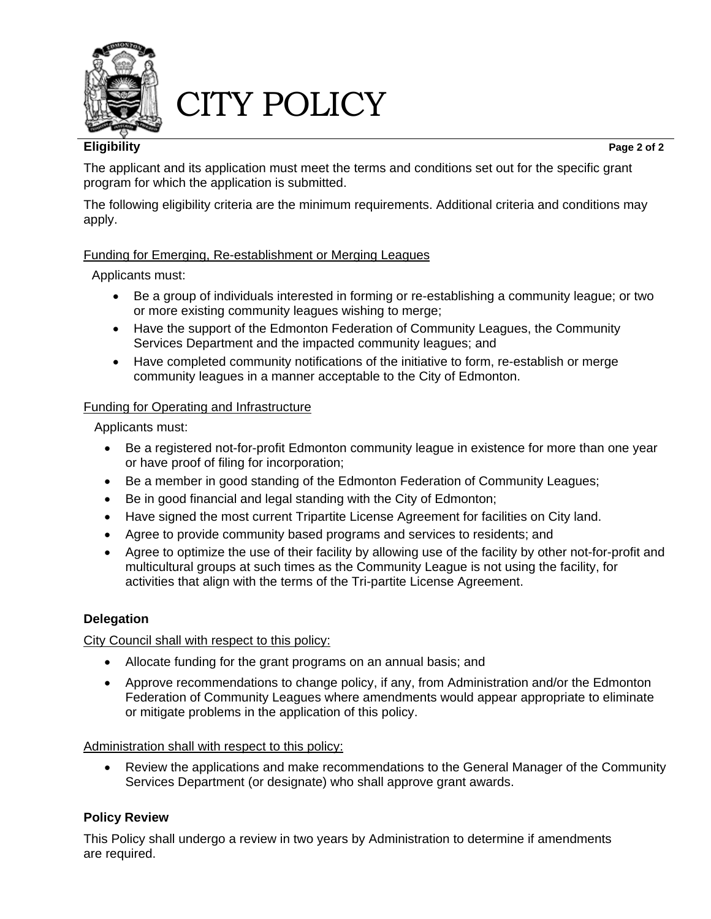## Eligibility

The applicant and its application must meet the terms and conditions set out for the specific grant program for which the application is submitted.

The following eligibility criteria are the minimum requirements. Additional criteria and conditions may apply.

Funding for Emerging, Re-establishment or Merging Leagues

Applicants must:

- Be a group of individuals interested in forming or re-establishing a community league; or two or more existing community leagues wishing to merge;
- Have the support of the Edmonton Federation of Community Leagues, the Community Services Department and the impacted community leagues; and
- Have completed community notifications of the initiative to form, re-establish or merge community leagues in a manner acceptable to the City of Edmonton.

Funding for Operating and Infrastructure

Applicants must:

- Be a registered not-for-profit Edmonton community league in existence for more than one year or have proof of filing for incorporation;
- Be a member in good standing of the Edmonton Federation of Community Leagues;
- Be in good financial and legal standing with the City of Edmonton;
- Have signed the most current Tripartite License Agreement for facilities on City land.
- Agree to provide community based programs and services to residents; and
- Agree to optimize the use of their facility by allowing use of the facility by other not-for-profit and multicultural groups at such times as the Community League is not using the facility, for activities that align with the terms of the Tri-partite License Agreement.

## Delegation

City Council shall with respect to this policy:

- Allocate funding for the grant programs on an annual basis; and
- Approve recommendations to change policy, if any, from Administration and/or the Edmonton Federation of Community Leagues where amendments would appear appropriate to eliminate or mitigate problems in the application of this policy.

Administration shall with respect to this policy:

- Review the applications and make recommendations to the General Manager of the Community Services Department (or designate) who shall approve grant awards.

## Policy Review

This Policy shall undergo a review in two years by Administration to determine if amendments are required.